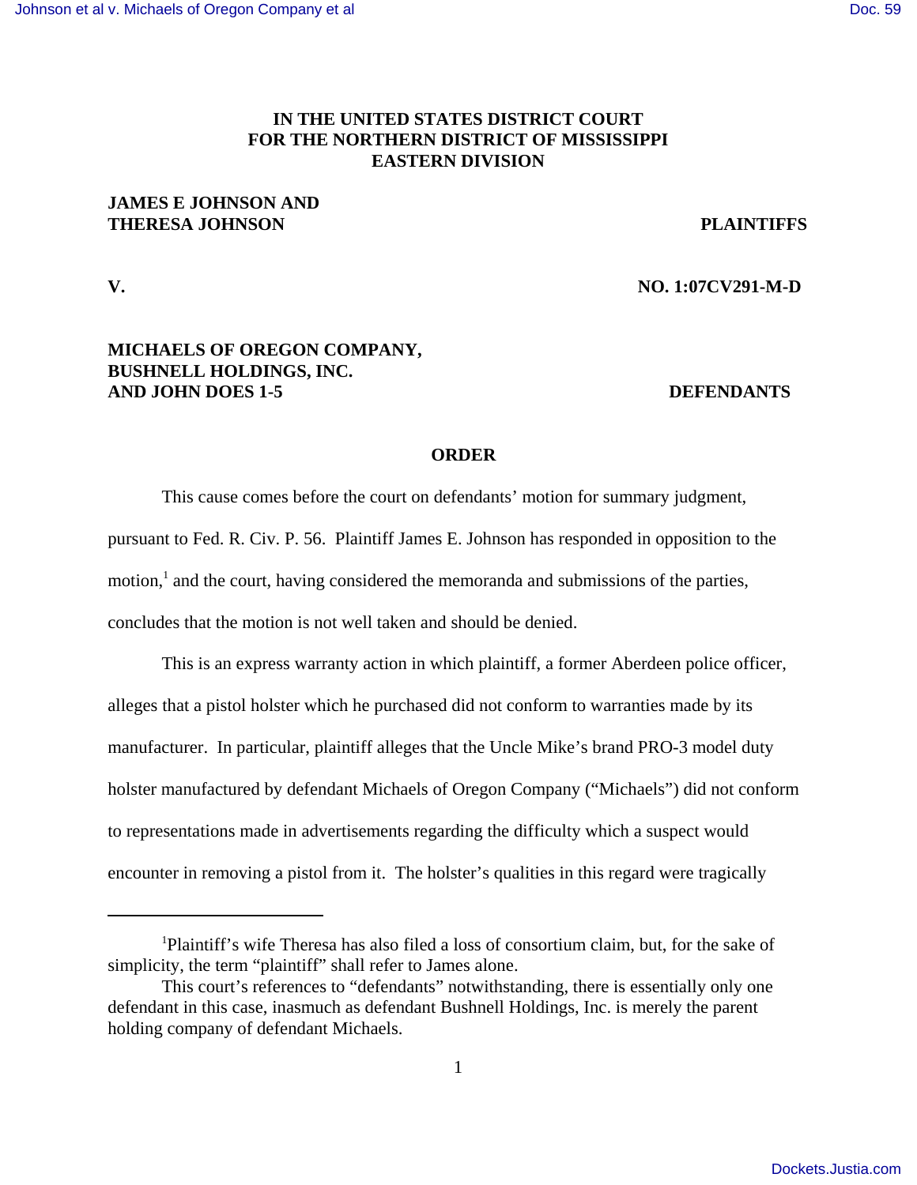**IN THE UNITED STATES DISTRICT COURT**
**FOR THE NORTHERN DISTRICT OF MISSISSIPPI**
**EASTERN DIVISION**

**JAMES E JOHNSON AND**
**THERESA JOHNSON** **PLAINTIFFS**

**V.** **NO. 1:07CV291-M-D**

**MICHAELS OF OREGON COMPANY,**
**BUSHNELL HOLDINGS, INC.**
**AND JOHN DOES 1-5** **DEFENDANTS**

**ORDER**

This cause comes before the court on defendants' motion for summary judgment, pursuant to Fed. R. Civ. P. 56. Plaintiff James E. Johnson has responded in opposition to the motion,[1] and the court, having considered the memoranda and submissions of the parties, concludes that the motion is not well taken and should be denied.

This is an express warranty action in which plaintiff, a former Aberdeen police officer, alleges that a pistol holster which he purchased did not conform to warranties made by its manufacturer. In particular, plaintiff alleges that the Uncle Mike's brand PRO-3 model duty holster manufactured by defendant Michaels of Oregon Company ("Michaels") did not conform to representations made in advertisements regarding the difficulty which a suspect would encounter in removing a pistol from it. The holster's qualities in this regard were tragically

---

[1]Plaintiff's wife Theresa has also filed a loss of consortium claim, but, for the sake of simplicity, the term "plaintiff" shall refer to James alone.

This court's references to "defendants" notwithstanding, there is essentially only one defendant in this case, inasmuch as defendant Bushnell Holdings, Inc. is merely the parent holding company of defendant Michaels.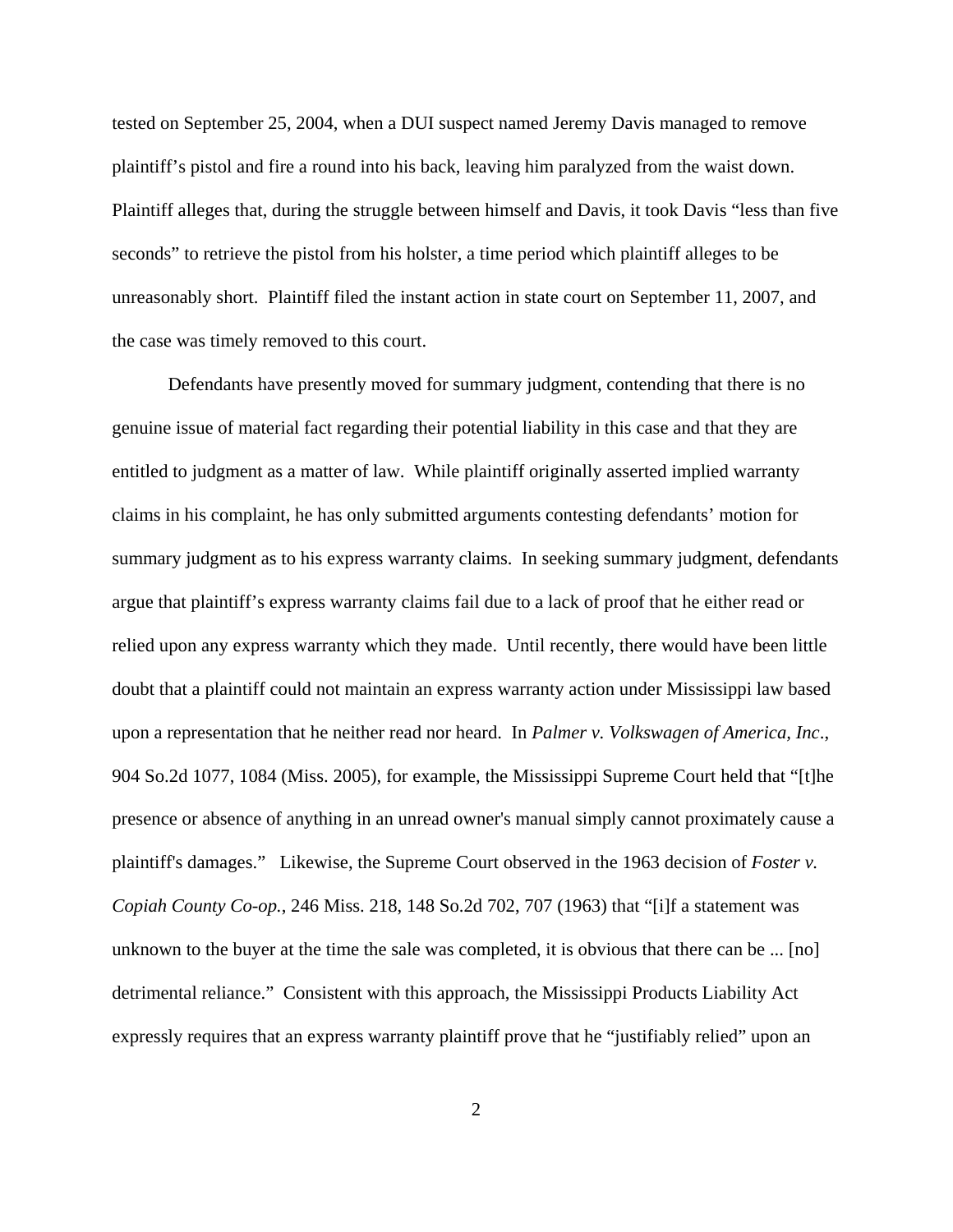tested on September 25, 2004, when a DUI suspect named Jeremy Davis managed to remove plaintiff's pistol and fire a round into his back, leaving him paralyzed from the waist down. Plaintiff alleges that, during the struggle between himself and Davis, it took Davis "less than five seconds" to retrieve the pistol from his holster, a time period which plaintiff alleges to be unreasonably short. Plaintiff filed the instant action in state court on September 11, 2007, and the case was timely removed to this court.

Defendants have presently moved for summary judgment, contending that there is no genuine issue of material fact regarding their potential liability in this case and that they are entitled to judgment as a matter of law. While plaintiff originally asserted implied warranty claims in his complaint, he has only submitted arguments contesting defendants' motion for summary judgment as to his express warranty claims. In seeking summary judgment, defendants argue that plaintiff's express warranty claims fail due to a lack of proof that he either read or relied upon any express warranty which they made. Until recently, there would have been little doubt that a plaintiff could not maintain an express warranty action under Mississippi law based upon a representation that he neither read nor heard. In *Palmer v. Volkswagen of America, Inc*., 904 So.2d 1077, 1084 (Miss. 2005), for example, the Mississippi Supreme Court held that "[t]he presence or absence of anything in an unread owner's manual simply cannot proximately cause a plaintiff's damages." Likewise, the Supreme Court observed in the 1963 decision of *Foster v. Copiah County Co-op.*, 246 Miss. 218, 148 So.2d 702, 707 (1963) that "[i]f a statement was unknown to the buyer at the time the sale was completed, it is obvious that there can be ... [no] detrimental reliance." Consistent with this approach, the Mississippi Products Liability Act expressly requires that an express warranty plaintiff prove that he "justifiably relied" upon an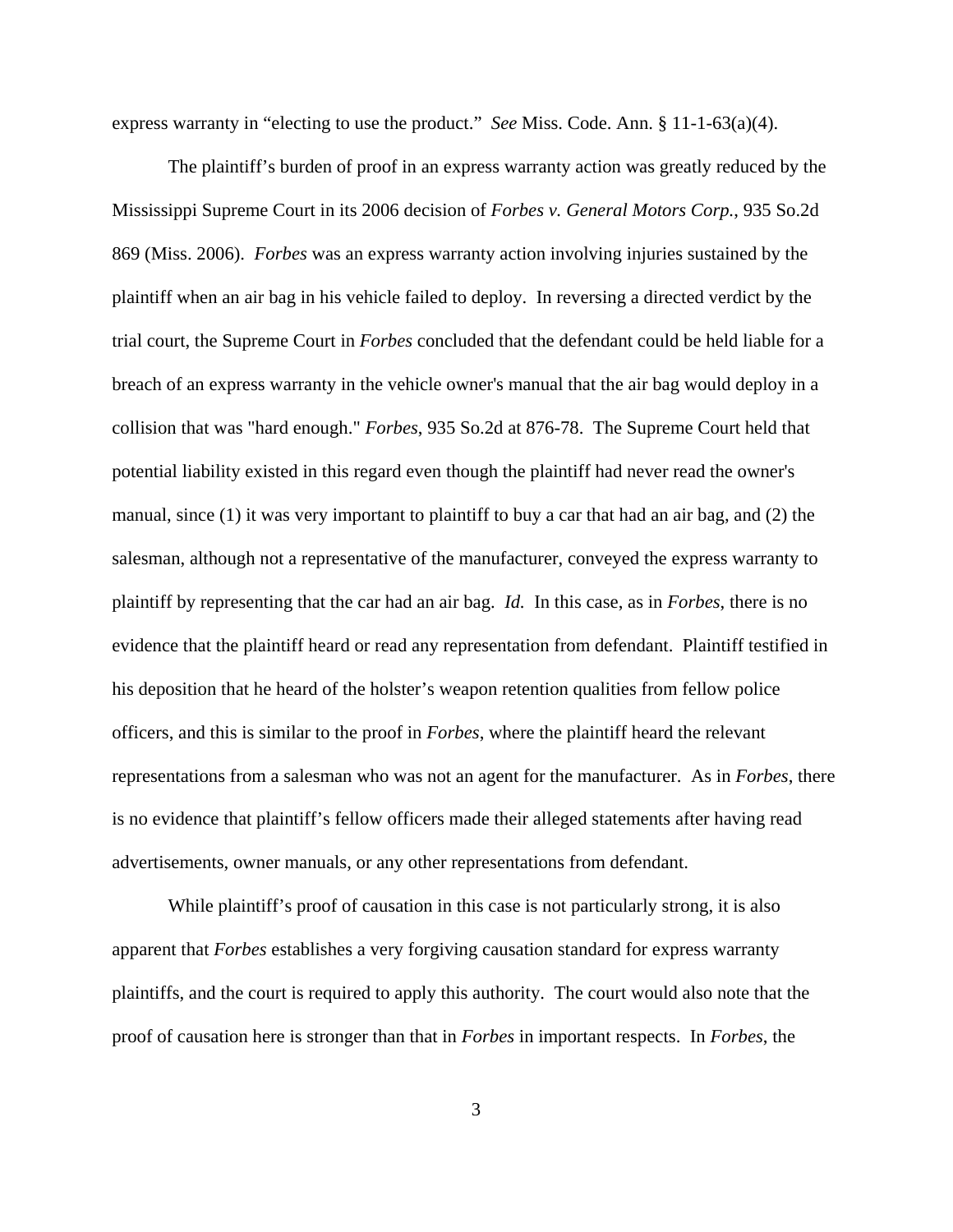express warranty in "electing to use the product." *See* Miss. Code. Ann. § 11-1-63(a)(4).

The plaintiff's burden of proof in an express warranty action was greatly reduced by the Mississippi Supreme Court in its 2006 decision of *Forbes v. General Motors Corp.*, 935 So.2d 869 (Miss. 2006). *Forbes* was an express warranty action involving injuries sustained by the plaintiff when an air bag in his vehicle failed to deploy. In reversing a directed verdict by the trial court, the Supreme Court in *Forbes* concluded that the defendant could be held liable for a breach of an express warranty in the vehicle owner's manual that the air bag would deploy in a collision that was "hard enough." *Forbes*, 935 So.2d at 876-78. The Supreme Court held that potential liability existed in this regard even though the plaintiff had never read the owner's manual, since (1) it was very important to plaintiff to buy a car that had an air bag, and (2) the salesman, although not a representative of the manufacturer, conveyed the express warranty to plaintiff by representing that the car had an air bag. *Id.* In this case, as in *Forbes*, there is no evidence that the plaintiff heard or read any representation from defendant. Plaintiff testified in his deposition that he heard of the holster's weapon retention qualities from fellow police officers, and this is similar to the proof in *Forbes*, where the plaintiff heard the relevant representations from a salesman who was not an agent for the manufacturer. As in *Forbes*, there is no evidence that plaintiff's fellow officers made their alleged statements after having read advertisements, owner manuals, or any other representations from defendant.

While plaintiff's proof of causation in this case is not particularly strong, it is also apparent that *Forbes* establishes a very forgiving causation standard for express warranty plaintiffs, and the court is required to apply this authority. The court would also note that the proof of causation here is stronger than that in *Forbes* in important respects. In *Forbes*, the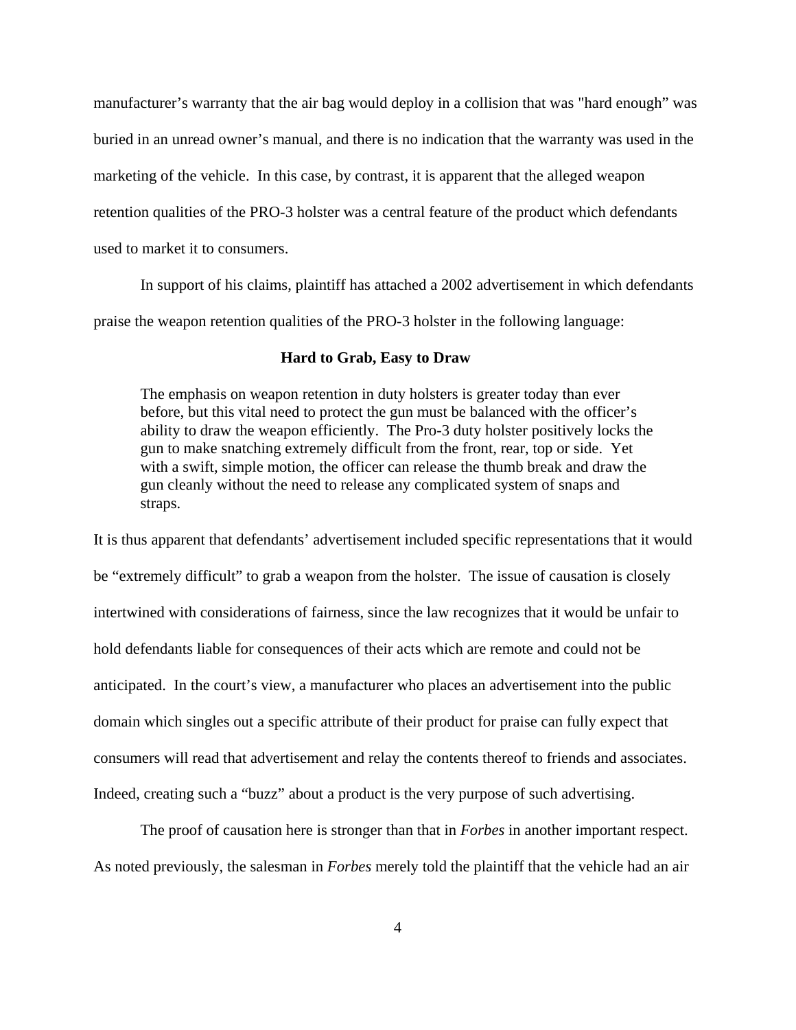manufacturer's warranty that the air bag would deploy in a collision that was "hard enough" was buried in an unread owner's manual, and there is no indication that the warranty was used in the marketing of the vehicle. In this case, by contrast, it is apparent that the alleged weapon retention qualities of the PRO-3 holster was a central feature of the product which defendants used to market it to consumers.

In support of his claims, plaintiff has attached a 2002 advertisement in which defendants praise the weapon retention qualities of the PRO-3 holster in the following language:

**Hard to Grab, Easy to Draw**

> The emphasis on weapon retention in duty holsters is greater today than ever before, but this vital need to protect the gun must be balanced with the officer's ability to draw the weapon efficiently. The Pro-3 duty holster positively locks the gun to make snatching extremely difficult from the front, rear, top or side. Yet with a swift, simple motion, the officer can release the thumb break and draw the gun cleanly without the need to release any complicated system of snaps and straps.

It is thus apparent that defendants' advertisement included specific representations that it would be "extremely difficult" to grab a weapon from the holster. The issue of causation is closely intertwined with considerations of fairness, since the law recognizes that it would be unfair to hold defendants liable for consequences of their acts which are remote and could not be anticipated. In the court's view, a manufacturer who places an advertisement into the public domain which singles out a specific attribute of their product for praise can fully expect that consumers will read that advertisement and relay the contents thereof to friends and associates. Indeed, creating such a "buzz" about a product is the very purpose of such advertising.

The proof of causation here is stronger than that in *Forbes* in another important respect. As noted previously, the salesman in *Forbes* merely told the plaintiff that the vehicle had an air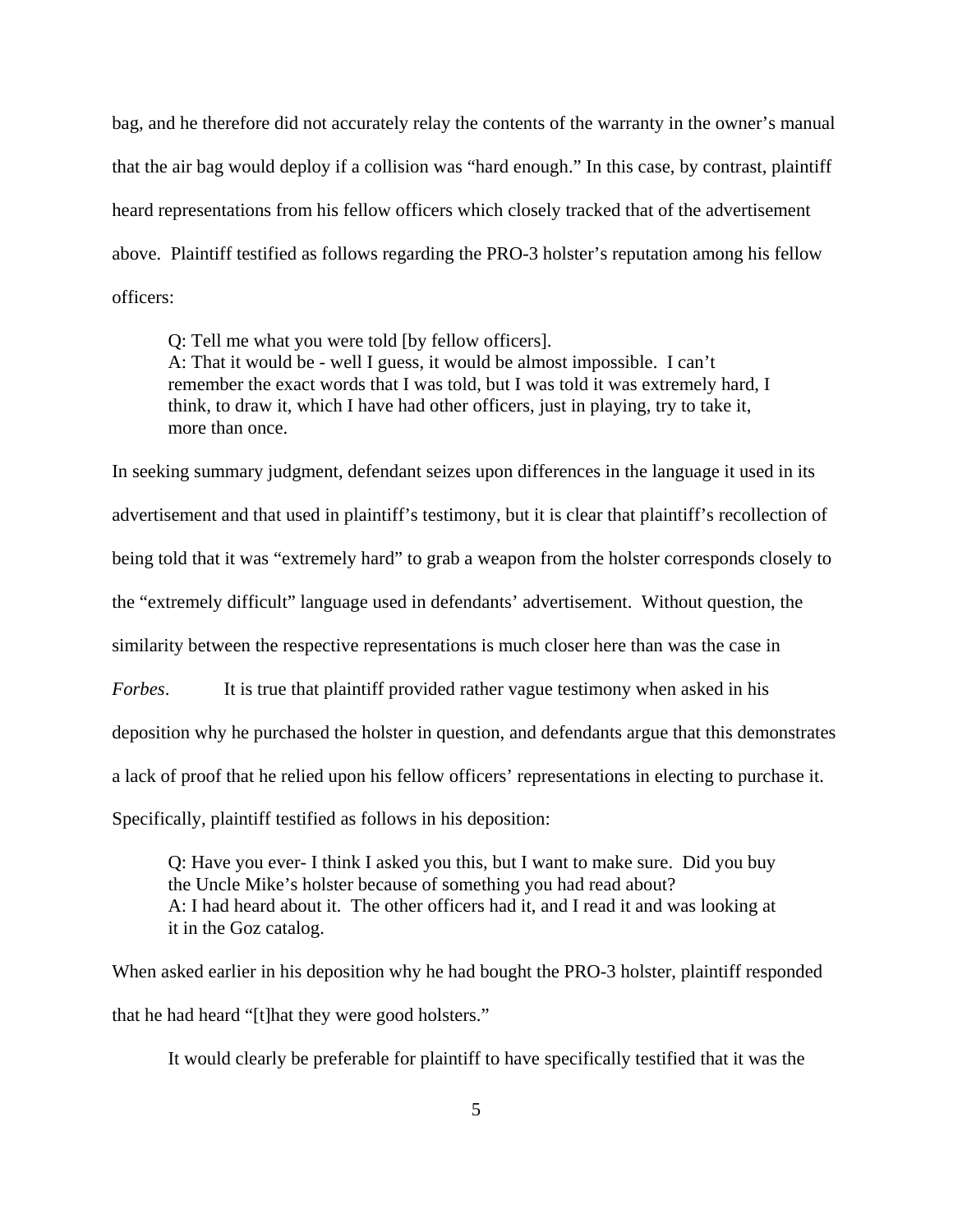bag, and he therefore did not accurately relay the contents of the warranty in the owner's manual that the air bag would deploy if a collision was "hard enough." In this case, by contrast, plaintiff heard representations from his fellow officers which closely tracked that of the advertisement above. Plaintiff testified as follows regarding the PRO-3 holster's reputation among his fellow officers:

> Q: Tell me what you were told [by fellow officers].
> A: That it would be - well I guess, it would be almost impossible. I can't remember the exact words that I was told, but I was told it was extremely hard, I think, to draw it, which I have had other officers, just in playing, try to take it, more than once.

In seeking summary judgment, defendant seizes upon differences in the language it used in its advertisement and that used in plaintiff's testimony, but it is clear that plaintiff's recollection of being told that it was "extremely hard" to grab a weapon from the holster corresponds closely to the "extremely difficult" language used in defendants' advertisement. Without question, the similarity between the respective representations is much closer here than was the case in *Forbes*. It is true that plaintiff provided rather vague testimony when asked in his deposition why he purchased the holster in question, and defendants argue that this demonstrates a lack of proof that he relied upon his fellow officers' representations in electing to purchase it. Specifically, plaintiff testified as follows in his deposition:

> Q: Have you ever- I think I asked you this, but I want to make sure. Did you buy the Uncle Mike's holster because of something you had read about?
> A: I had heard about it. The other officers had it, and I read it and was looking at it in the Goz catalog.

When asked earlier in his deposition why he had bought the PRO-3 holster, plaintiff responded that he had heard "[t]hat they were good holsters."

It would clearly be preferable for plaintiff to have specifically testified that it was the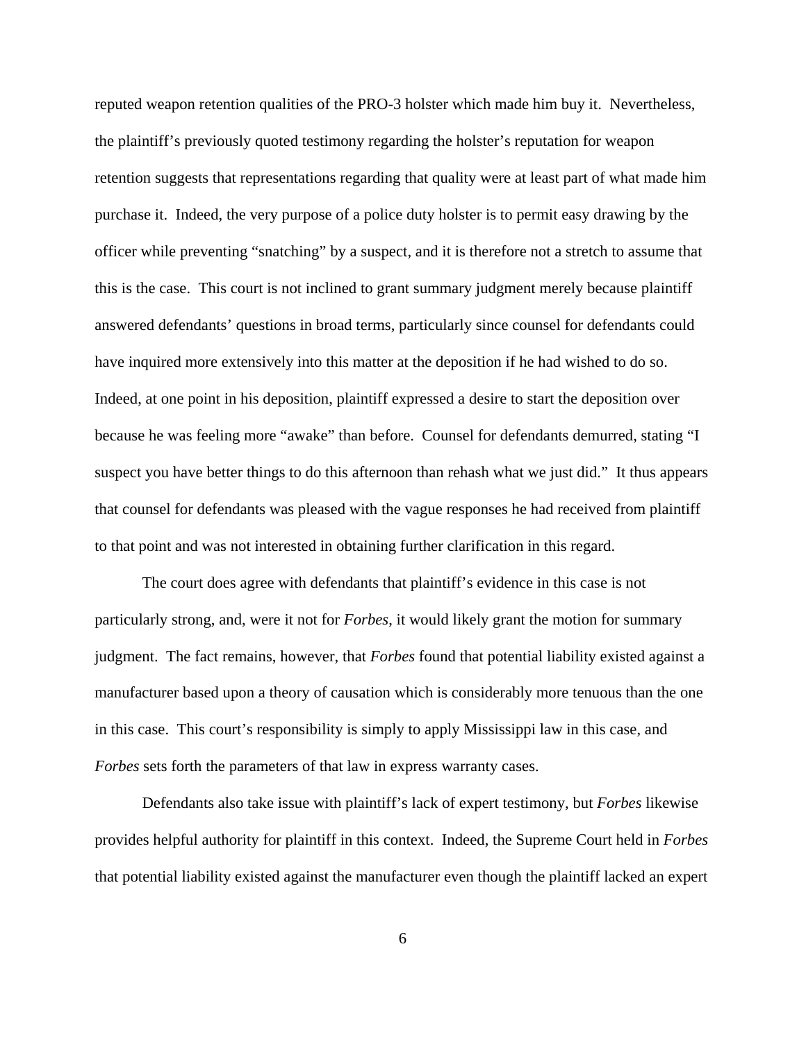reputed weapon retention qualities of the PRO-3 holster which made him buy it. Nevertheless, the plaintiff's previously quoted testimony regarding the holster's reputation for weapon retention suggests that representations regarding that quality were at least part of what made him purchase it. Indeed, the very purpose of a police duty holster is to permit easy drawing by the officer while preventing "snatching" by a suspect, and it is therefore not a stretch to assume that this is the case. This court is not inclined to grant summary judgment merely because plaintiff answered defendants' questions in broad terms, particularly since counsel for defendants could have inquired more extensively into this matter at the deposition if he had wished to do so. Indeed, at one point in his deposition, plaintiff expressed a desire to start the deposition over because he was feeling more "awake" than before. Counsel for defendants demurred, stating "I suspect you have better things to do this afternoon than rehash what we just did." It thus appears that counsel for defendants was pleased with the vague responses he had received from plaintiff to that point and was not interested in obtaining further clarification in this regard.

The court does agree with defendants that plaintiff's evidence in this case is not particularly strong, and, were it not for *Forbes*, it would likely grant the motion for summary judgment. The fact remains, however, that *Forbes* found that potential liability existed against a manufacturer based upon a theory of causation which is considerably more tenuous than the one in this case. This court's responsibility is simply to apply Mississippi law in this case, and *Forbes* sets forth the parameters of that law in express warranty cases.

Defendants also take issue with plaintiff's lack of expert testimony, but *Forbes* likewise provides helpful authority for plaintiff in this context. Indeed, the Supreme Court held in *Forbes* that potential liability existed against the manufacturer even though the plaintiff lacked an expert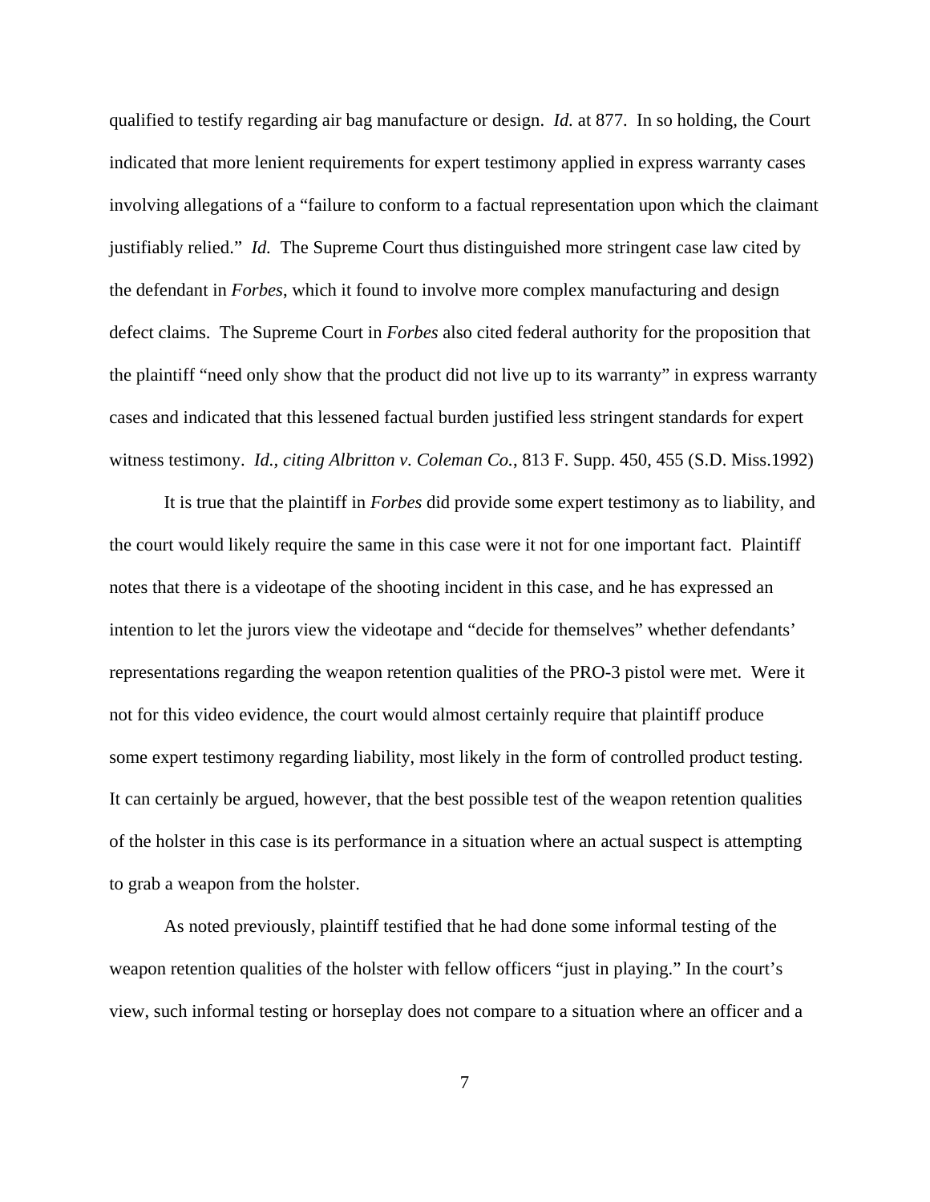qualified to testify regarding air bag manufacture or design. *Id.* at 877. In so holding, the Court indicated that more lenient requirements for expert testimony applied in express warranty cases involving allegations of a "failure to conform to a factual representation upon which the claimant justifiably relied." *Id.* The Supreme Court thus distinguished more stringent case law cited by the defendant in *Forbes*, which it found to involve more complex manufacturing and design defect claims. The Supreme Court in *Forbes* also cited federal authority for the proposition that the plaintiff "need only show that the product did not live up to its warranty" in express warranty cases and indicated that this lessened factual burden justified less stringent standards for expert witness testimony. *Id., citing Albritton v. Coleman Co.*, 813 F. Supp. 450, 455 (S.D. Miss.1992)

It is true that the plaintiff in *Forbes* did provide some expert testimony as to liability, and the court would likely require the same in this case were it not for one important fact. Plaintiff notes that there is a videotape of the shooting incident in this case, and he has expressed an intention to let the jurors view the videotape and "decide for themselves" whether defendants' representations regarding the weapon retention qualities of the PRO-3 pistol were met. Were it not for this video evidence, the court would almost certainly require that plaintiff produce some expert testimony regarding liability, most likely in the form of controlled product testing. It can certainly be argued, however, that the best possible test of the weapon retention qualities of the holster in this case is its performance in a situation where an actual suspect is attempting to grab a weapon from the holster.

As noted previously, plaintiff testified that he had done some informal testing of the weapon retention qualities of the holster with fellow officers "just in playing." In the court's view, such informal testing or horseplay does not compare to a situation where an officer and a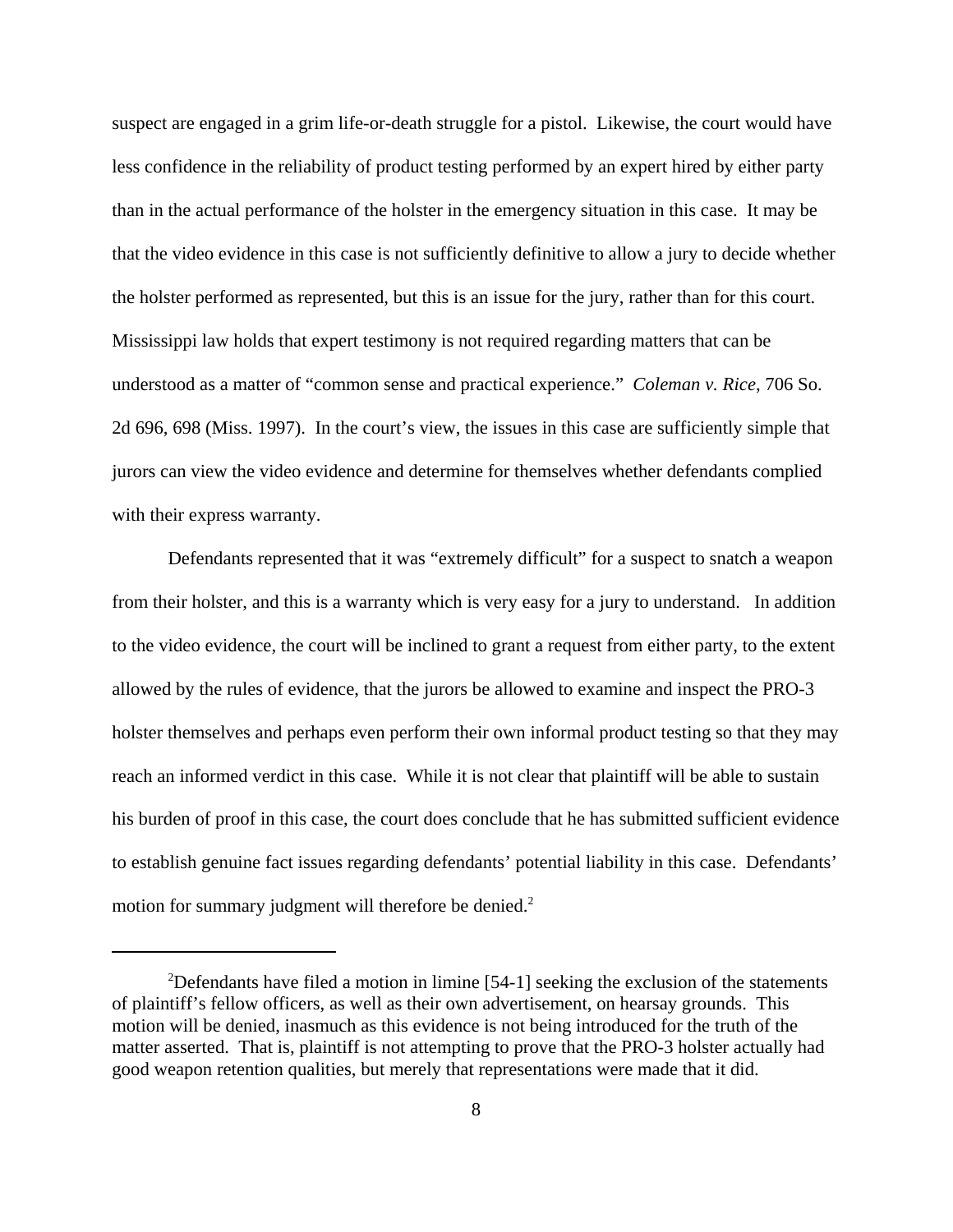suspect are engaged in a grim life-or-death struggle for a pistol. Likewise, the court would have less confidence in the reliability of product testing performed by an expert hired by either party than in the actual performance of the holster in the emergency situation in this case. It may be that the video evidence in this case is not sufficiently definitive to allow a jury to decide whether the holster performed as represented, but this is an issue for the jury, rather than for this court. Mississippi law holds that expert testimony is not required regarding matters that can be understood as a matter of "common sense and practical experience." *Coleman v. Rice*, 706 So. 2d 696, 698 (Miss. 1997). In the court's view, the issues in this case are sufficiently simple that jurors can view the video evidence and determine for themselves whether defendants complied with their express warranty.

Defendants represented that it was "extremely difficult" for a suspect to snatch a weapon from their holster, and this is a warranty which is very easy for a jury to understand. In addition to the video evidence, the court will be inclined to grant a request from either party, to the extent allowed by the rules of evidence, that the jurors be allowed to examine and inspect the PRO-3 holster themselves and perhaps even perform their own informal product testing so that they may reach an informed verdict in this case. While it is not clear that plaintiff will be able to sustain his burden of proof in this case, the court does conclude that he has submitted sufficient evidence to establish genuine fact issues regarding defendants' potential liability in this case. Defendants' motion for summary judgment will therefore be denied.[2]

---

[2]Defendants have filed a motion in limine [54-1] seeking the exclusion of the statements of plaintiff's fellow officers, as well as their own advertisement, on hearsay grounds. This motion will be denied, inasmuch as this evidence is not being introduced for the truth of the matter asserted. That is, plaintiff is not attempting to prove that the PRO-3 holster actually had good weapon retention qualities, but merely that representations were made that it did.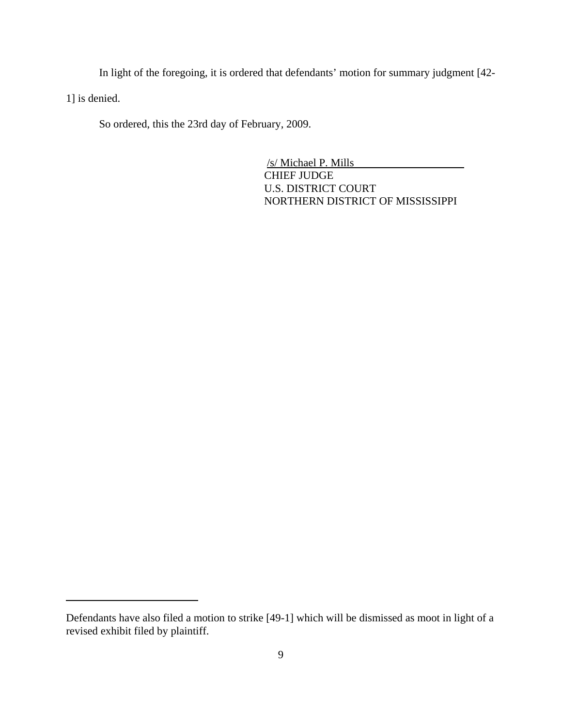In light of the foregoing, it is ordered that defendants' motion for summary judgment [42-1] is denied.

So ordered, this the 23rd day of February, 2009.

/s/ Michael P. Mills
CHIEF JUDGE
U.S. DISTRICT COURT
NORTHERN DISTRICT OF MISSISSIPPI

---

Defendants have also filed a motion to strike [49-1] which will be dismissed as moot in light of a revised exhibit filed by plaintiff.